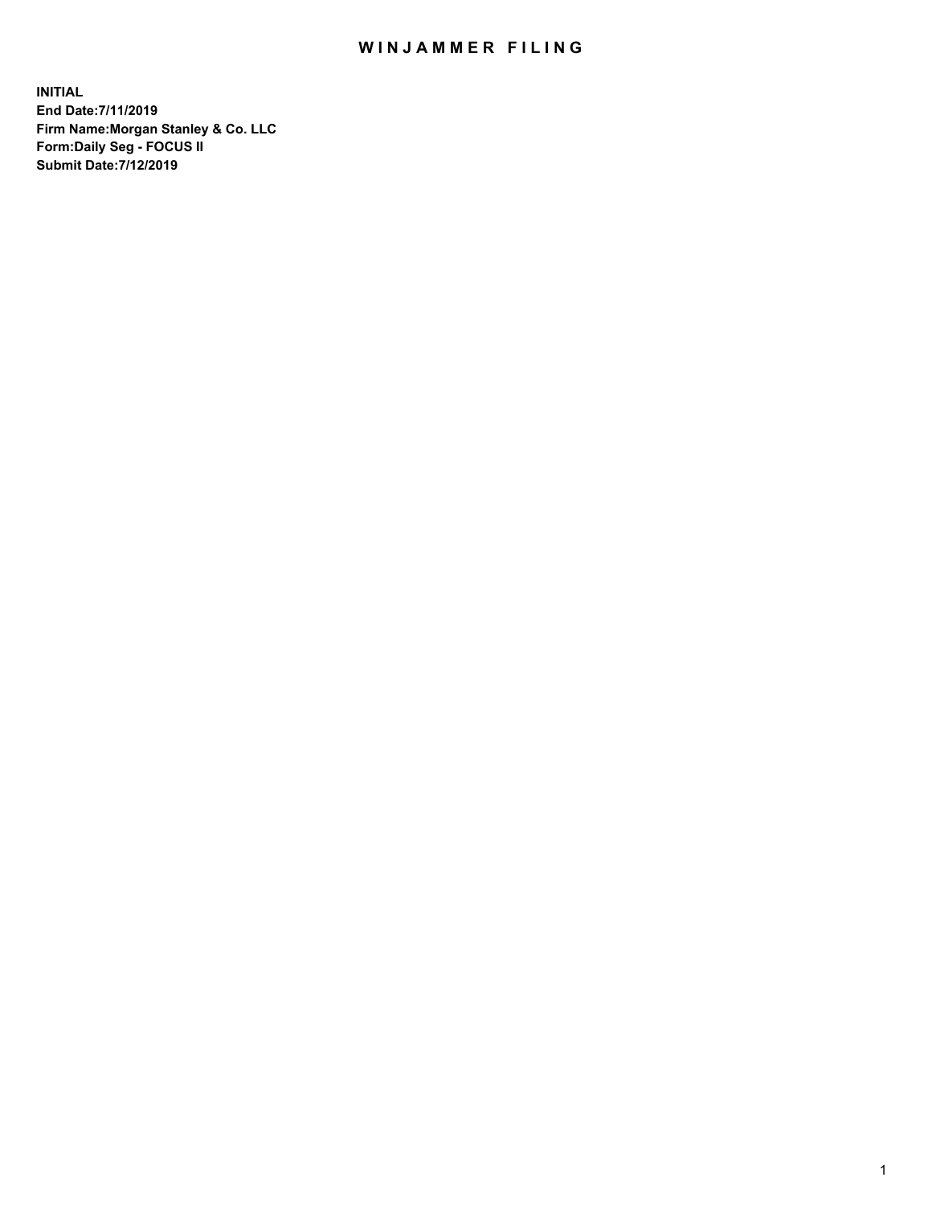# WINJAMMER FILING

**INITIAL**
**End Date:7/11/2019**
**Firm Name:Morgan Stanley & Co. LLC**
**Form:Daily Seg - FOCUS II**
**Submit Date:7/12/2019**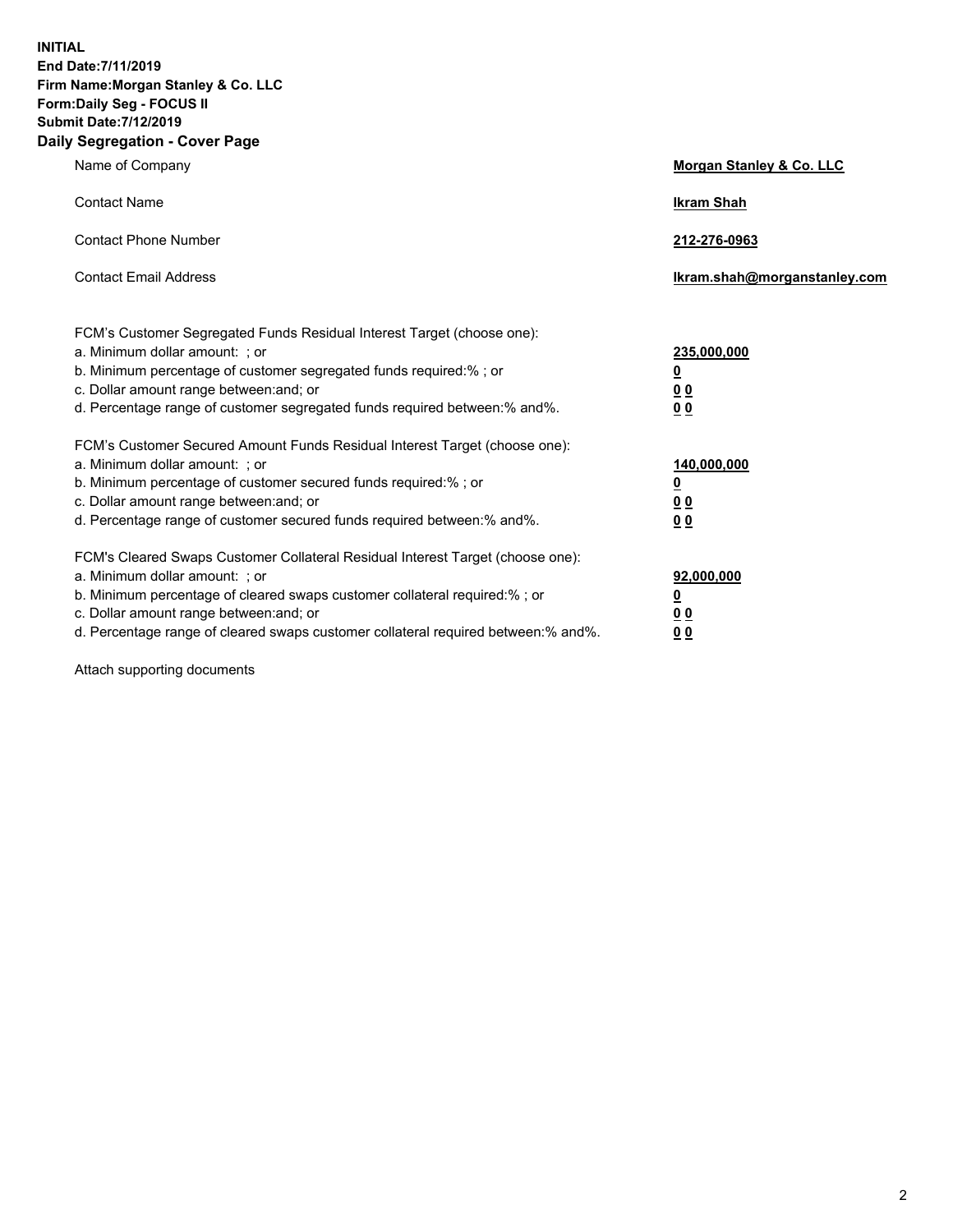**INITIAL**
**End Date:7/11/2019**
**Firm Name:Morgan Stanley & Co. LLC**
**Form:Daily Seg - FOCUS II**
**Submit Date:7/12/2019**
**Daily Segregation - Cover Page**

| | |
|---|---|
| Name of Company | **Morgan Stanley & Co. LLC** |
| Contact Name | **Ikram Shah** |
| Contact Phone Number | **212-276-0963** |
| Contact Email Address | **Ikram.shah@morganstanley.com** |

FCM's Customer Segregated Funds Residual Interest Target (choose one):

| | |
|---|---|
| a. Minimum dollar amount: ; or | **235,000,000** |
| b. Minimum percentage of customer segregated funds required:% ; or | **0** |
| c. Dollar amount range between:and; or | **0 0** |
| d. Percentage range of customer segregated funds required between:% and%. | **0 0** |

FCM's Customer Secured Amount Funds Residual Interest Target (choose one):

| | |
|---|---|
| a. Minimum dollar amount: ; or | **140,000,000** |
| b. Minimum percentage of customer secured funds required:% ; or | **0** |
| c. Dollar amount range between:and; or | **0 0** |
| d. Percentage range of customer secured funds required between:% and%. | **0 0** |

FCM's Cleared Swaps Customer Collateral Residual Interest Target (choose one):

| | |
|---|---|
| a. Minimum dollar amount: ; or | **92,000,000** |
| b. Minimum percentage of cleared swaps customer collateral required:% ; or | **0** |
| c. Dollar amount range between:and; or | **0 0** |
| d. Percentage range of cleared swaps customer collateral required between:% and%. | **0 0** |

Attach supporting documents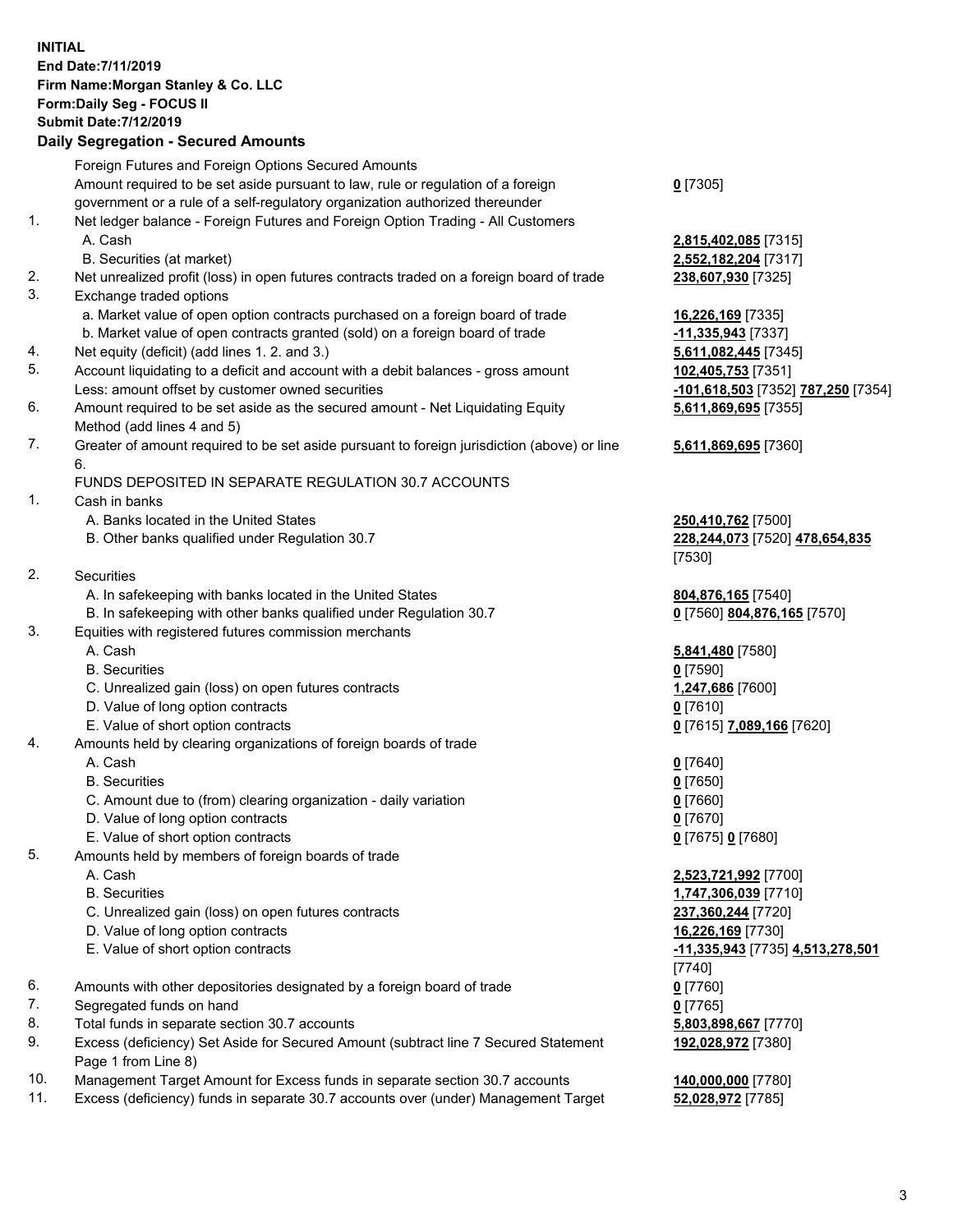**INITIAL**
**End Date:7/11/2019**
**Firm Name:Morgan Stanley & Co. LLC**
**Form:Daily Seg - FOCUS II**
**Submit Date:7/12/2019**

**Daily Segregation - Secured Amounts**

| | | |
|---|---|---|
| | Foreign Futures and Foreign Options Secured Amounts | |
| | Amount required to be set aside pursuant to law, rule or regulation of a foreign government or a rule of a self-regulatory organization authorized thereunder | **0** [7305] |
| 1. | Net ledger balance - Foreign Futures and Foreign Option Trading - All Customers | |
| | A. Cash | **2,815,402,085** [7315] |
| | B. Securities (at market) | **2,552,182,204** [7317] |
| 2. | Net unrealized profit (loss) in open futures contracts traded on a foreign board of trade | **238,607,930** [7325] |
| 3. | Exchange traded options | |
| | a. Market value of open option contracts purchased on a foreign board of trade | **16,226,169** [7335] |
| | b. Market value of open contracts granted (sold) on a foreign board of trade | **-11,335,943** [7337] |
| 4. | Net equity (deficit) (add lines 1. 2. and 3.) | **5,611,082,445** [7345] |
| 5. | Account liquidating to a deficit and account with a debit balances - gross amount | **102,405,753** [7351] |
| | Less: amount offset by customer owned securities | **-101,618,503** [7352] **787,250** [7354] |
| 6. | Amount required to be set aside as the secured amount - Net Liquidating Equity Method (add lines 4 and 5) | **5,611,869,695** [7355] |
| 7. | Greater of amount required to be set aside pursuant to foreign jurisdiction (above) or line 6. | **5,611,869,695** [7360] |
| | FUNDS DEPOSITED IN SEPARATE REGULATION 30.7 ACCOUNTS | |
| 1. | Cash in banks | |
| | A. Banks located in the United States | **250,410,762** [7500] |
| | B. Other banks qualified under Regulation 30.7 | **228,244,073** [7520] **478,654,835** [7530] |
| 2. | Securities | |
| | A. In safekeeping with banks located in the United States | **804,876,165** [7540] |
| | B. In safekeeping with other banks qualified under Regulation 30.7 | **0** [7560] **804,876,165** [7570] |
| 3. | Equities with registered futures commission merchants | |
| | A. Cash | **5,841,480** [7580] |
| | B. Securities | **0** [7590] |
| | C. Unrealized gain (loss) on open futures contracts | **1,247,686** [7600] |
| | D. Value of long option contracts | **0** [7610] |
| | E. Value of short option contracts | **0** [7615] **7,089,166** [7620] |
| 4. | Amounts held by clearing organizations of foreign boards of trade | |
| | A. Cash | **0** [7640] |
| | B. Securities | **0** [7650] |
| | C. Amount due to (from) clearing organization - daily variation | **0** [7660] |
| | D. Value of long option contracts | **0** [7670] |
| | E. Value of short option contracts | **0** [7675] **0** [7680] |
| 5. | Amounts held by members of foreign boards of trade | |
| | A. Cash | **2,523,721,992** [7700] |
| | B. Securities | **1,747,306,039** [7710] |
| | C. Unrealized gain (loss) on open futures contracts | **237,360,244** [7720] |
| | D. Value of long option contracts | **16,226,169** [7730] |
| | E. Value of short option contracts | **-11,335,943** [7735] **4,513,278,501** [7740] |
| 6. | Amounts with other depositories designated by a foreign board of trade | **0** [7760] |
| 7. | Segregated funds on hand | **0** [7765] |
| 8. | Total funds in separate section 30.7 accounts | **5,803,898,667** [7770] |
| 9. | Excess (deficiency) Set Aside for Secured Amount (subtract line 7 Secured Statement Page 1 from Line 8) | **192,028,972** [7380] |
| 10. | Management Target Amount for Excess funds in separate section 30.7 accounts | **140,000,000** [7780] |
| 11. | Excess (deficiency) funds in separate 30.7 accounts over (under) Management Target | **52,028,972** [7785] |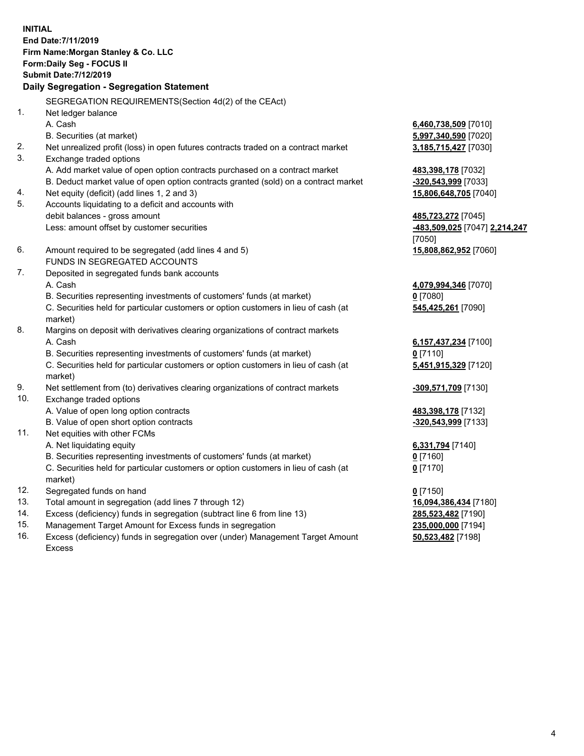**INITIAL**
**End Date:7/11/2019**
**Firm Name:Morgan Stanley & Co. LLC**
**Form:Daily Seg - FOCUS II**
**Submit Date:7/12/2019**

## Daily Segregation - Segregation Statement

SEGREGATION REQUIREMENTS(Section 4d(2) of the CEAct)

| | | |
|---|---|---|
| 1. | Net ledger balance | |
| | A. Cash | **6,460,738,509** [7010] |
| | B. Securities (at market) | **5,997,340,590** [7020] |
| 2. | Net unrealized profit (loss) in open futures contracts traded on a contract market | **3,185,715,427** [7030] |
| 3. | Exchange traded options | |
| | A. Add market value of open option contracts purchased on a contract market | **483,398,178** [7032] |
| | B. Deduct market value of open option contracts granted (sold) on a contract market | **-320,543,999** [7033] |
| 4. | Net equity (deficit) (add lines 1, 2 and 3) | **15,806,648,705** [7040] |
| 5. | Accounts liquidating to a deficit and accounts with debit balances - gross amount | **485,723,272** [7045] |
| | Less: amount offset by customer securities | **-483,509,025** [7047] **2,214,247** [7050] |
| 6. | Amount required to be segregated (add lines 4 and 5) | **15,808,862,952** [7060] |
| | FUNDS IN SEGREGATED ACCOUNTS | |
| 7. | Deposited in segregated funds bank accounts | |
| | A. Cash | **4,079,994,346** [7070] |
| | B. Securities representing investments of customers' funds (at market) | **0** [7080] |
| | C. Securities held for particular customers or option customers in lieu of cash (at market) | **545,425,261** [7090] |
| 8. | Margins on deposit with derivatives clearing organizations of contract markets | |
| | A. Cash | **6,157,437,234** [7100] |
| | B. Securities representing investments of customers' funds (at market) | **0** [7110] |
| | C. Securities held for particular customers or option customers in lieu of cash (at market) | **5,451,915,329** [7120] |
| 9. | Net settlement from (to) derivatives clearing organizations of contract markets | **-309,571,709** [7130] |
| 10. | Exchange traded options | |
| | A. Value of open long option contracts | **483,398,178** [7132] |
| | B. Value of open short option contracts | **-320,543,999** [7133] |
| 11. | Net equities with other FCMs | |
| | A. Net liquidating equity | **6,331,794** [7140] |
| | B. Securities representing investments of customers' funds (at market) | **0** [7160] |
| | C. Securities held for particular customers or option customers in lieu of cash (at market) | **0** [7170] |
| 12. | Segregated funds on hand | **0** [7150] |
| 13. | Total amount in segregation (add lines 7 through 12) | **16,094,386,434** [7180] |
| 14. | Excess (deficiency) funds in segregation (subtract line 6 from line 13) | **285,523,482** [7190] |
| 15. | Management Target Amount for Excess funds in segregation | **235,000,000** [7194] |
| 16. | Excess (deficiency) funds in segregation over (under) Management Target Amount Excess | **50,523,482** [7198] |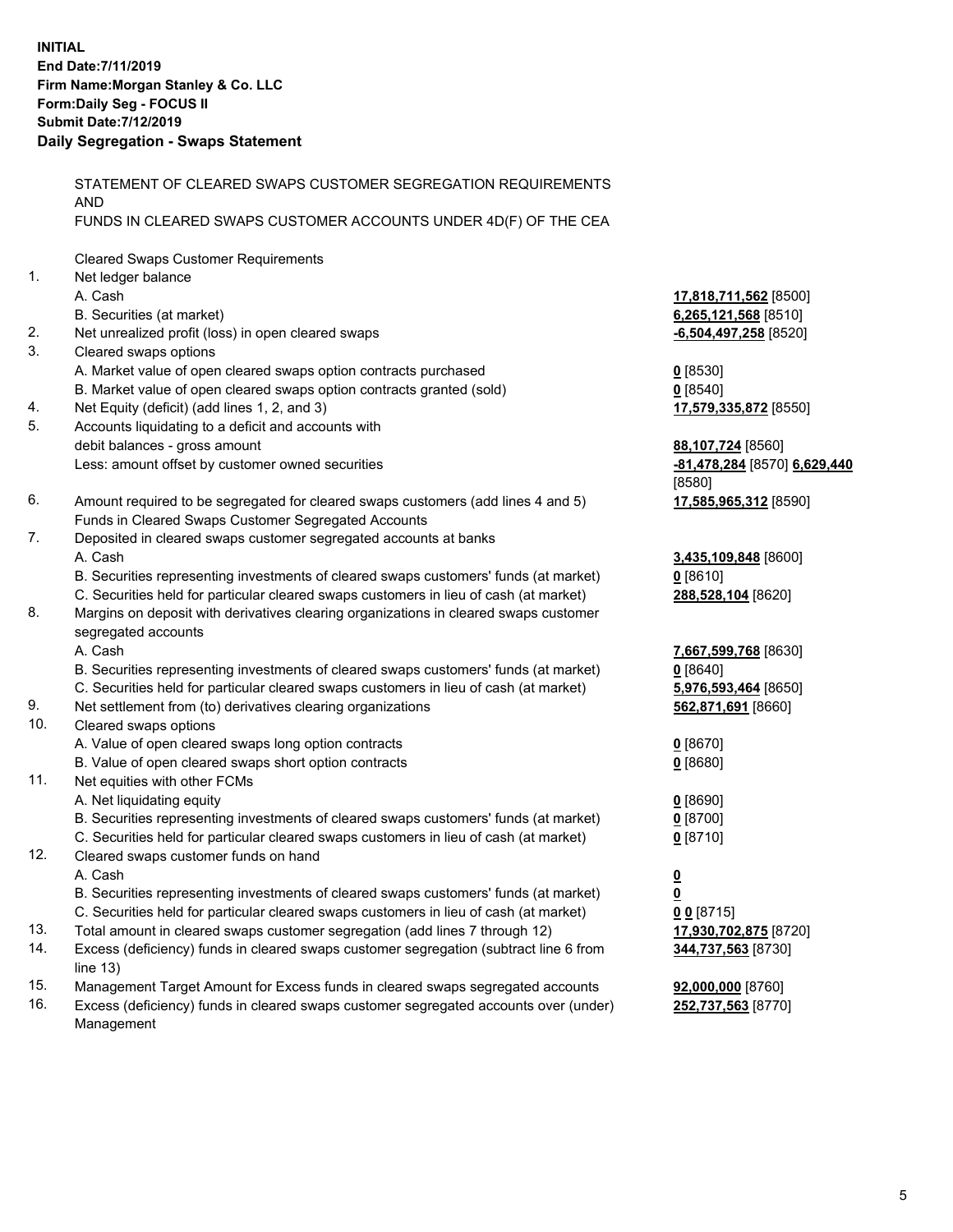**INITIAL**
**End Date:7/11/2019**
**Firm Name:Morgan Stanley & Co. LLC**
**Form:Daily Seg - FOCUS II**
**Submit Date:7/12/2019**
**Daily Segregation - Swaps Statement**

STATEMENT OF CLEARED SWAPS CUSTOMER SEGREGATION REQUIREMENTS AND FUNDS IN CLEARED SWAPS CUSTOMER ACCOUNTS UNDER 4D(F) OF THE CEA

| | | |
|---|---|---|
| | Cleared Swaps Customer Requirements | |
| 1. | Net ledger balance | |
| | A. Cash | **17,818,711,562** [8500] |
| | B. Securities (at market) | **6,265,121,568** [8510] |
| 2. | Net unrealized profit (loss) in open cleared swaps | **-6,504,497,258** [8520] |
| 3. | Cleared swaps options | |
| | A. Market value of open cleared swaps option contracts purchased | **0** [8530] |
| | B. Market value of open cleared swaps option contracts granted (sold) | **0** [8540] |
| 4. | Net Equity (deficit) (add lines 1, 2, and 3) | **17,579,335,872** [8550] |
| 5. | Accounts liquidating to a deficit and accounts with debit balances - gross amount | **88,107,724** [8560] |
| | Less: amount offset by customer owned securities | **-81,478,284** [8570] **6,629,440** [8580] |
| 6. | Amount required to be segregated for cleared swaps customers (add lines 4 and 5) | **17,585,965,312** [8590] |
| | Funds in Cleared Swaps Customer Segregated Accounts | |
| 7. | Deposited in cleared swaps customer segregated accounts at banks | |
| | A. Cash | **3,435,109,848** [8600] |
| | B. Securities representing investments of cleared swaps customers' funds (at market) | **0** [8610] |
| | C. Securities held for particular cleared swaps customers in lieu of cash (at market) | **288,528,104** [8620] |
| 8. | Margins on deposit with derivatives clearing organizations in cleared swaps customer segregated accounts | |
| | A. Cash | **7,667,599,768** [8630] |
| | B. Securities representing investments of cleared swaps customers' funds (at market) | **0** [8640] |
| | C. Securities held for particular cleared swaps customers in lieu of cash (at market) | **5,976,593,464** [8650] |
| 9. | Net settlement from (to) derivatives clearing organizations | **562,871,691** [8660] |
| 10. | Cleared swaps options | |
| | A. Value of open cleared swaps long option contracts | **0** [8670] |
| | B. Value of open cleared swaps short option contracts | **0** [8680] |
| 11. | Net equities with other FCMs | |
| | A. Net liquidating equity | **0** [8690] |
| | B. Securities representing investments of cleared swaps customers' funds (at market) | **0** [8700] |
| | C. Securities held for particular cleared swaps customers in lieu of cash (at market) | **0** [8710] |
| 12. | Cleared swaps customer funds on hand | |
| | A. Cash | **0** |
| | B. Securities representing investments of cleared swaps customers' funds (at market) | **0** |
| | C. Securities held for particular cleared swaps customers in lieu of cash (at market) | **0** **0** [8715] |
| 13. | Total amount in cleared swaps customer segregation (add lines 7 through 12) | **17,930,702,875** [8720] |
| 14. | Excess (deficiency) funds in cleared swaps customer segregation (subtract line 6 from line 13) | **344,737,563** [8730] |
| 15. | Management Target Amount for Excess funds in cleared swaps segregated accounts | **92,000,000** [8760] |
| 16. | Excess (deficiency) funds in cleared swaps customer segregated accounts over (under) Management | **252,737,563** [8770] |